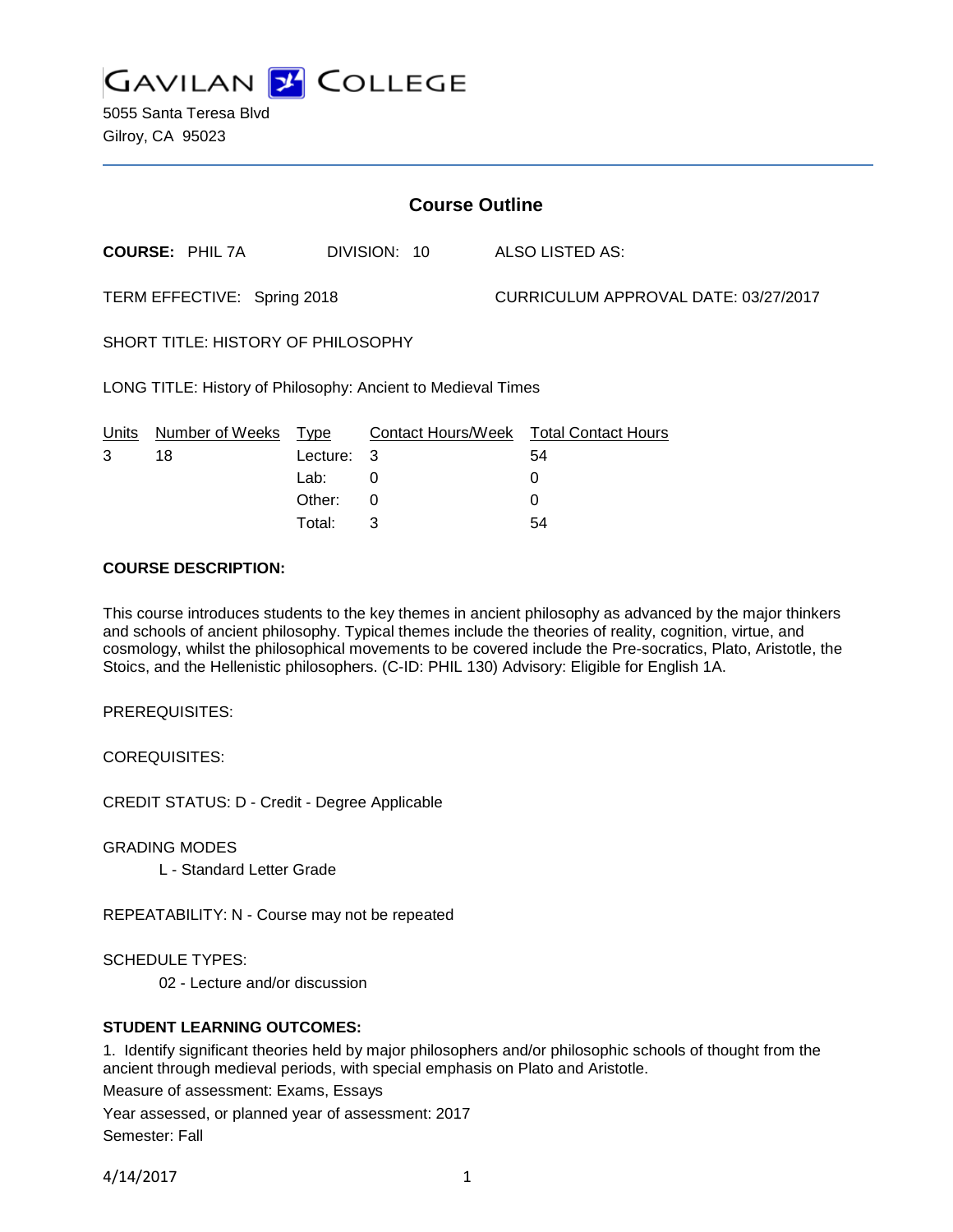# GAVILAN COLLEGE

5055 Santa Teresa Blvd
Gilroy, CA 95023

## Course Outline

**COURSE:** PHIL 7A DIVISION: 10 ALSO LISTED AS:

TERM EFFECTIVE: Spring 2018 CURRICULUM APPROVAL DATE: 03/27/2017

SHORT TITLE: HISTORY OF PHILOSOPHY

LONG TITLE: History of Philosophy: Ancient to Medieval Times

| Units | Number of Weeks | Type | Contact Hours/Week | Total Contact Hours |
|---|---|---|---|---|
| 3 | 18 | Lecture: | 3 | 54 |
| | | Lab: | 0 | 0 |
| | | Other: | 0 | 0 |
| | | Total: | 3 | 54 |

**COURSE DESCRIPTION:**

This course introduces students to the key themes in ancient philosophy as advanced by the major thinkers and schools of ancient philosophy. Typical themes include the theories of reality, cognition, virtue, and cosmology, whilst the philosophical movements to be covered include the Pre-socratics, Plato, Aristotle, the Stoics, and the Hellenistic philosophers. (C-ID: PHIL 130) Advisory: Eligible for English 1A.

PREREQUISITES:

COREQUISITES:

CREDIT STATUS: D - Credit - Degree Applicable

GRADING MODES
    L - Standard Letter Grade

REPEATABILITY: N - Course may not be repeated

SCHEDULE TYPES:
    02 - Lecture and/or discussion

**STUDENT LEARNING OUTCOMES:**

1. Identify significant theories held by major philosophers and/or philosophic schools of thought from the ancient through medieval periods, with special emphasis on Plato and Aristotle.

Measure of assessment: Exams, Essays

Year assessed, or planned year of assessment: 2017

Semester: Fall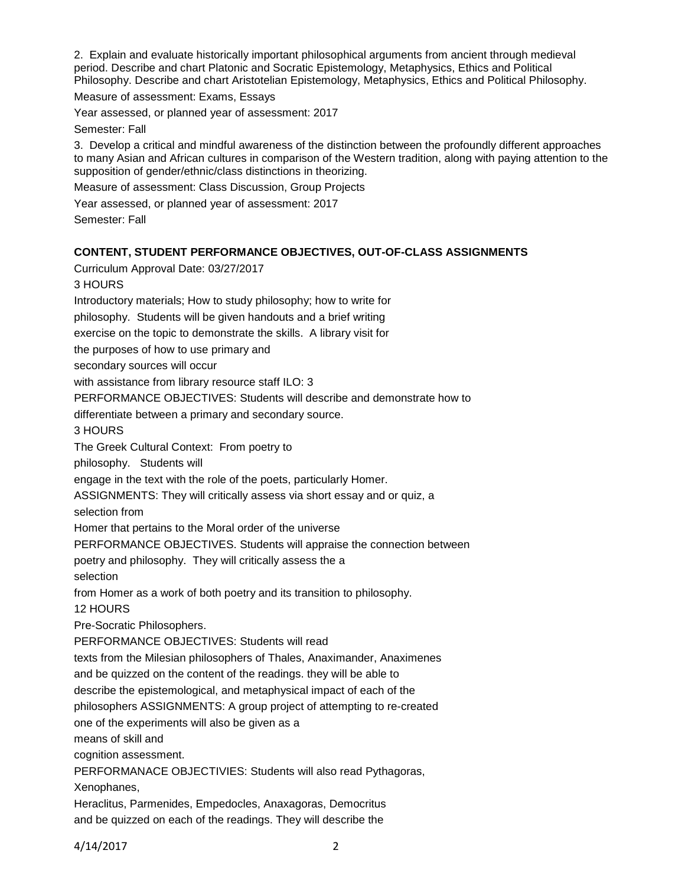2. Explain and evaluate historically important philosophical arguments from ancient through medieval period. Describe and chart Platonic and Socratic Epistemology, Metaphysics, Ethics and Political Philosophy. Describe and chart Aristotelian Epistemology, Metaphysics, Ethics and Political Philosophy.

Measure of assessment: Exams, Essays

Year assessed, or planned year of assessment: 2017

Semester: Fall

3. Develop a critical and mindful awareness of the distinction between the profoundly different approaches to many Asian and African cultures in comparison of the Western tradition, along with paying attention to the supposition of gender/ethnic/class distinctions in theorizing.

Measure of assessment: Class Discussion, Group Projects

Year assessed, or planned year of assessment: 2017

Semester: Fall

**CONTENT, STUDENT PERFORMANCE OBJECTIVES, OUT-OF-CLASS ASSIGNMENTS**

Curriculum Approval Date: 03/27/2017

3 HOURS

Introductory materials; How to study philosophy; how to write for philosophy. Students will be given handouts and a brief writing exercise on the topic to demonstrate the skills. A library visit for the purposes of how to use primary and secondary sources will occur with assistance from library resource staff ILO: 3

PERFORMANCE OBJECTIVES: Students will describe and demonstrate how to differentiate between a primary and secondary source.

3 HOURS

The Greek Cultural Context: From poetry to philosophy. Students will engage in the text with the role of the poets, particularly Homer.

ASSIGNMENTS: They will critically assess via short essay and or quiz, a selection from Homer that pertains to the Moral order of the universe

PERFORMANCE OBJECTIVES. Students will appraise the connection between poetry and philosophy. They will critically assess the a selection from Homer as a work of both poetry and its transition to philosophy.

12 HOURS

Pre-Socratic Philosophers.

PERFORMANCE OBJECTIVES: Students will read texts from the Milesian philosophers of Thales, Anaximander, Anaximenes and be quizzed on the content of the readings. they will be able to describe the epistemological, and metaphysical impact of each of the philosophers ASSIGNMENTS: A group project of attempting to re-created one of the experiments will also be given as a means of skill and cognition assessment.

PERFORMANACE OBJECTIVIES: Students will also read Pythagoras, Xenophanes, Heraclitus, Parmenides, Empedocles, Anaxagoras, Democritus and be quizzed on each of the readings. They will describe the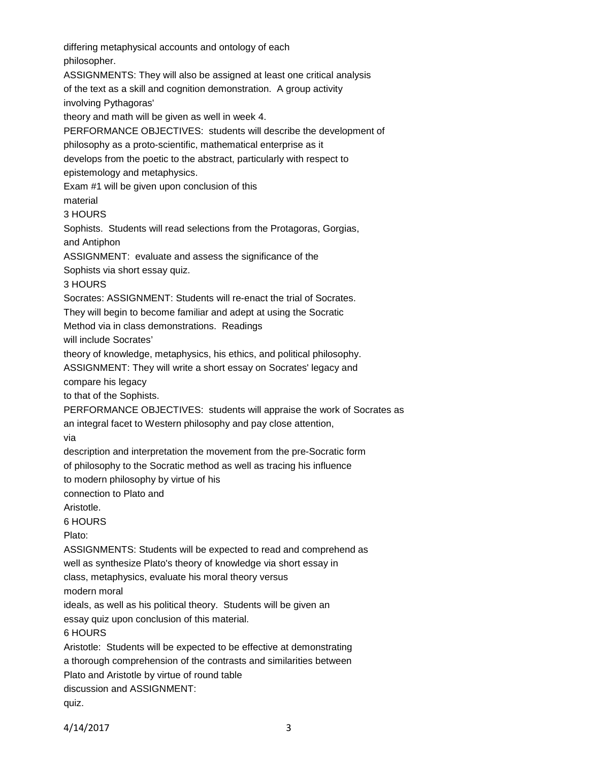differing metaphysical accounts and ontology of each philosopher.

ASSIGNMENTS: They will also be assigned at least one critical analysis of the text as a skill and cognition demonstration. A group activity involving Pythagoras' theory and math will be given as well in week 4.

PERFORMANCE OBJECTIVES: students will describe the development of philosophy as a proto-scientific, mathematical enterprise as it develops from the poetic to the abstract, particularly with respect to epistemology and metaphysics.

Exam #1 will be given upon conclusion of this material

3 HOURS

Sophists. Students will read selections from the Protagoras, Gorgias, and Antiphon

ASSIGNMENT: evaluate and assess the significance of the Sophists via short essay quiz.

3 HOURS

Socrates: ASSIGNMENT: Students will re-enact the trial of Socrates. They will begin to become familiar and adept at using the Socratic Method via in class demonstrations. Readings will include Socrates' theory of knowledge, metaphysics, his ethics, and political philosophy.

ASSIGNMENT: They will write a short essay on Socrates' legacy and compare his legacy to that of the Sophists.

PERFORMANCE OBJECTIVES: students will appraise the work of Socrates as an integral facet to Western philosophy and pay close attention, via description and interpretation the movement from the pre-Socratic form of philosophy to the Socratic method as well as tracing his influence to modern philosophy by virtue of his connection to Plato and Aristotle.

6 HOURS

Plato:

ASSIGNMENTS: Students will be expected to read and comprehend as well as synthesize Plato's theory of knowledge via short essay in class, metaphysics, evaluate his moral theory versus modern moral ideals, as well as his political theory. Students will be given an essay quiz upon conclusion of this material.

6 HOURS

Aristotle: Students will be expected to be effective at demonstrating a thorough comprehension of the contrasts and similarities between Plato and Aristotle by virtue of round table discussion and ASSIGNMENT: quiz.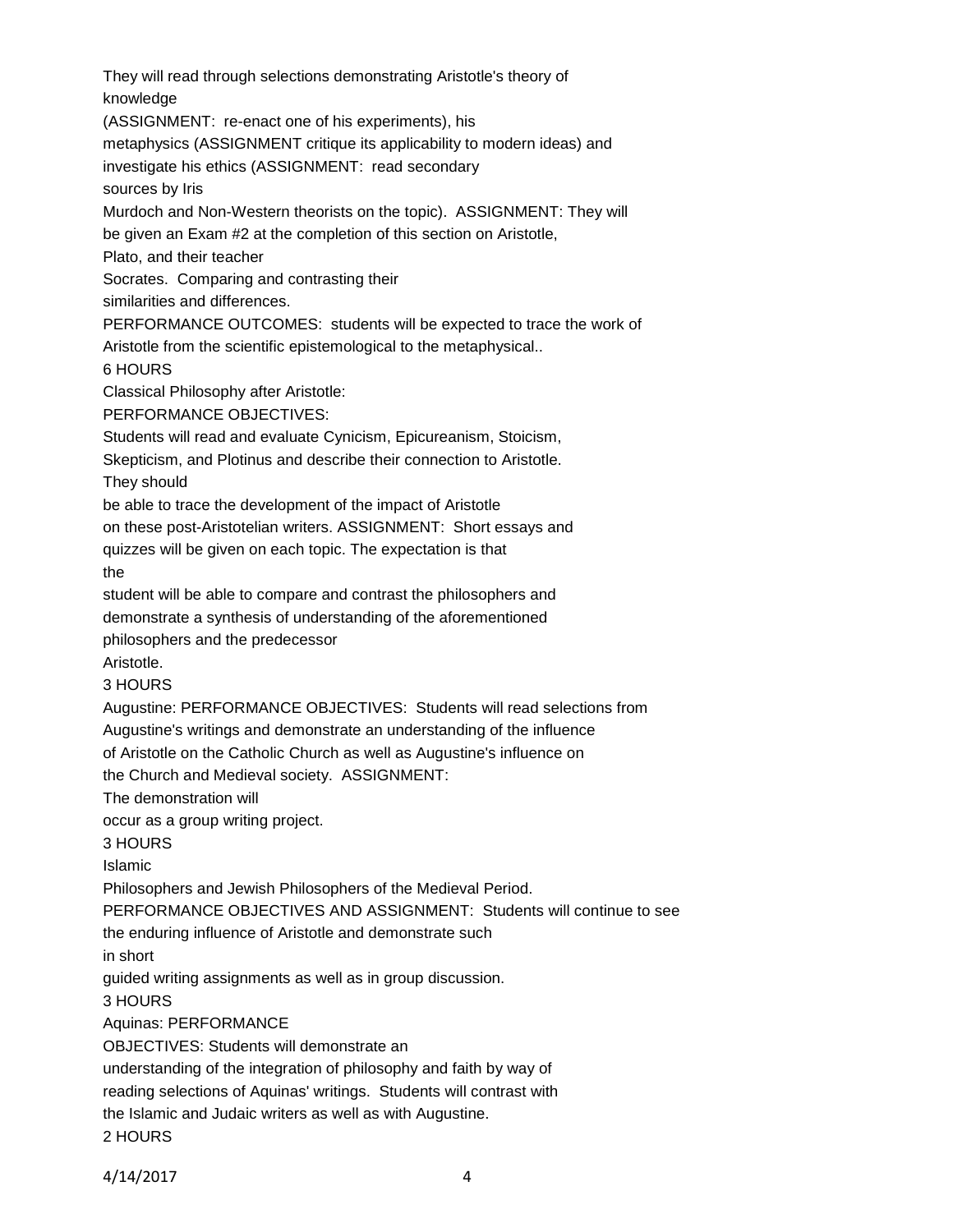They will read through selections demonstrating Aristotle's theory of knowledge (ASSIGNMENT: re-enact one of his experiments), his metaphysics (ASSIGNMENT critique its applicability to modern ideas) and investigate his ethics (ASSIGNMENT: read secondary sources by Iris Murdoch and Non-Western theorists on the topic). ASSIGNMENT: They will be given an Exam #2 at the completion of this section on Aristotle, Plato, and their teacher Socrates. Comparing and contrasting their similarities and differences.

PERFORMANCE OUTCOMES: students will be expected to trace the work of Aristotle from the scientific epistemological to the metaphysical..

6 HOURS

Classical Philosophy after Aristotle:

PERFORMANCE OBJECTIVES:

Students will read and evaluate Cynicism, Epicureanism, Stoicism, Skepticism, and Plotinus and describe their connection to Aristotle. They should be able to trace the development of the impact of Aristotle on these post-Aristotelian writers. ASSIGNMENT: Short essays and quizzes will be given on each topic. The expectation is that the student will be able to compare and contrast the philosophers and demonstrate a synthesis of understanding of the aforementioned philosophers and the predecessor Aristotle.

3 HOURS

Augustine: PERFORMANCE OBJECTIVES: Students will read selections from Augustine's writings and demonstrate an understanding of the influence of Aristotle on the Catholic Church as well as Augustine's influence on the Church and Medieval society. ASSIGNMENT: The demonstration will occur as a group writing project.

3 HOURS

Islamic Philosophers and Jewish Philosophers of the Medieval Period.

PERFORMANCE OBJECTIVES AND ASSIGNMENT: Students will continue to see the enduring influence of Aristotle and demonstrate such in short guided writing assignments as well as in group discussion.

3 HOURS

Aquinas: PERFORMANCE OBJECTIVES: Students will demonstrate an understanding of the integration of philosophy and faith by way of reading selections of Aquinas' writings. Students will contrast with the Islamic and Judaic writers as well as with Augustine.

2 HOURS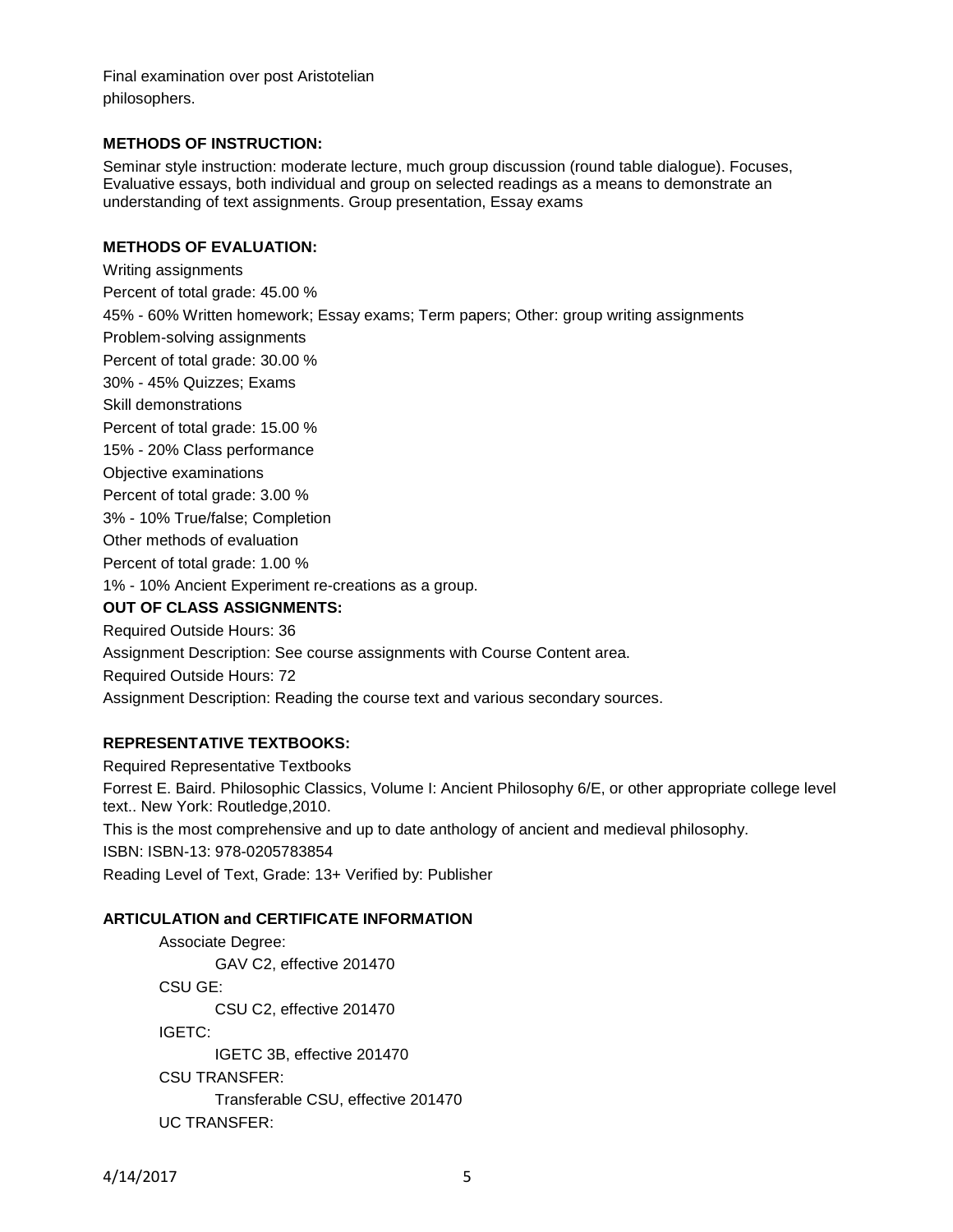Final examination over post Aristotelian philosophers.

**METHODS OF INSTRUCTION:**

Seminar style instruction: moderate lecture, much group discussion (round table dialogue). Focuses, Evaluative essays, both individual and group on selected readings as a means to demonstrate an understanding of text assignments. Group presentation, Essay exams

**METHODS OF EVALUATION:**

Writing assignments
Percent of total grade: 45.00 %
45% - 60% Written homework; Essay exams; Term papers; Other: group writing assignments
Problem-solving assignments
Percent of total grade: 30.00 %
30% - 45% Quizzes; Exams
Skill demonstrations
Percent of total grade: 15.00 %
15% - 20% Class performance
Objective examinations
Percent of total grade: 3.00 %
3% - 10% True/false; Completion
Other methods of evaluation
Percent of total grade: 1.00 %
1% - 10% Ancient Experiment re-creations as a group.

**OUT OF CLASS ASSIGNMENTS:**

Required Outside Hours: 36
Assignment Description: See course assignments with Course Content area.
Required Outside Hours: 72
Assignment Description: Reading the course text and various secondary sources.

**REPRESENTATIVE TEXTBOOKS:**

Required Representative Textbooks
Forrest E. Baird. Philosophic Classics, Volume I: Ancient Philosophy 6/E, or other appropriate college level text.. New York: Routledge,2010.
This is the most comprehensive and up to date anthology of ancient and medieval philosophy.
ISBN: ISBN-13: 978-0205783854
Reading Level of Text, Grade: 13+ Verified by: Publisher

**ARTICULATION and CERTIFICATE INFORMATION**

Associate Degree:
GAV C2, effective 201470
CSU GE:
CSU C2, effective 201470
IGETC:
IGETC 3B, effective 201470
CSU TRANSFER:
Transferable CSU, effective 201470
UC TRANSFER: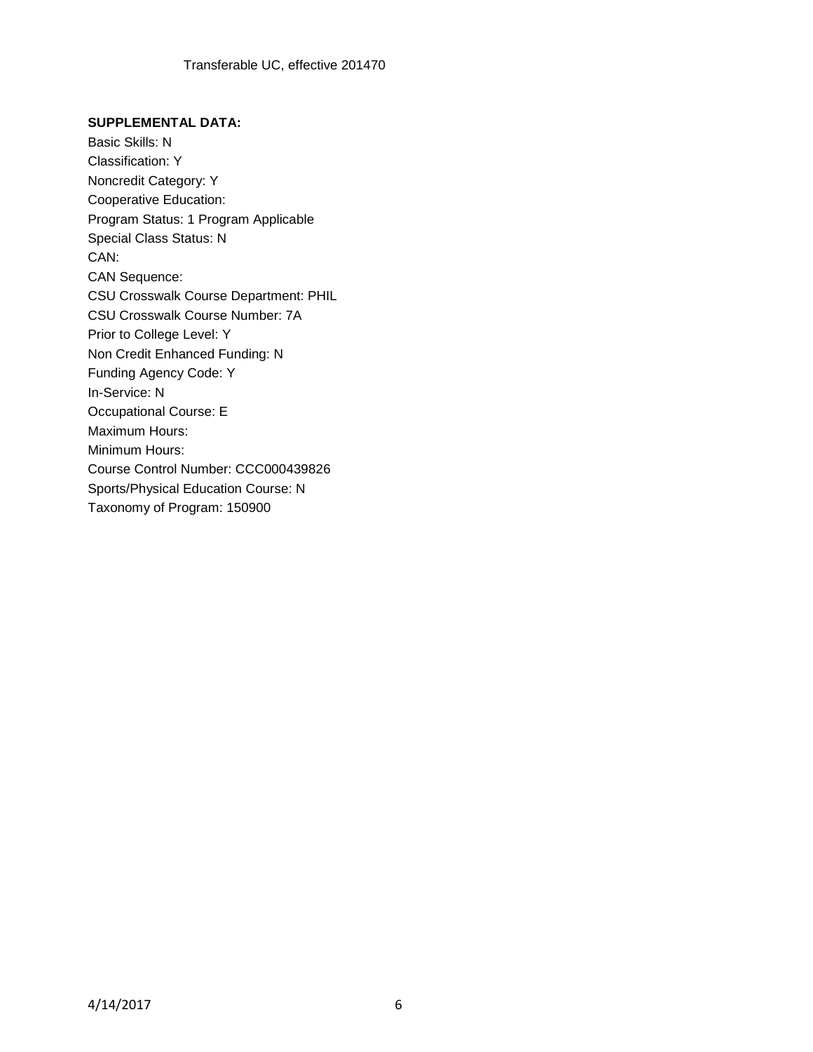Transferable UC, effective 201470

**SUPPLEMENTAL DATA:**

Basic Skills: N
Classification: Y
Noncredit Category: Y
Cooperative Education:
Program Status: 1 Program Applicable
Special Class Status: N
CAN:
CAN Sequence:
CSU Crosswalk Course Department: PHIL
CSU Crosswalk Course Number: 7A
Prior to College Level: Y
Non Credit Enhanced Funding: N
Funding Agency Code: Y
In-Service: N
Occupational Course: E
Maximum Hours:
Minimum Hours:
Course Control Number: CCC000439826
Sports/Physical Education Course: N
Taxonomy of Program: 150900